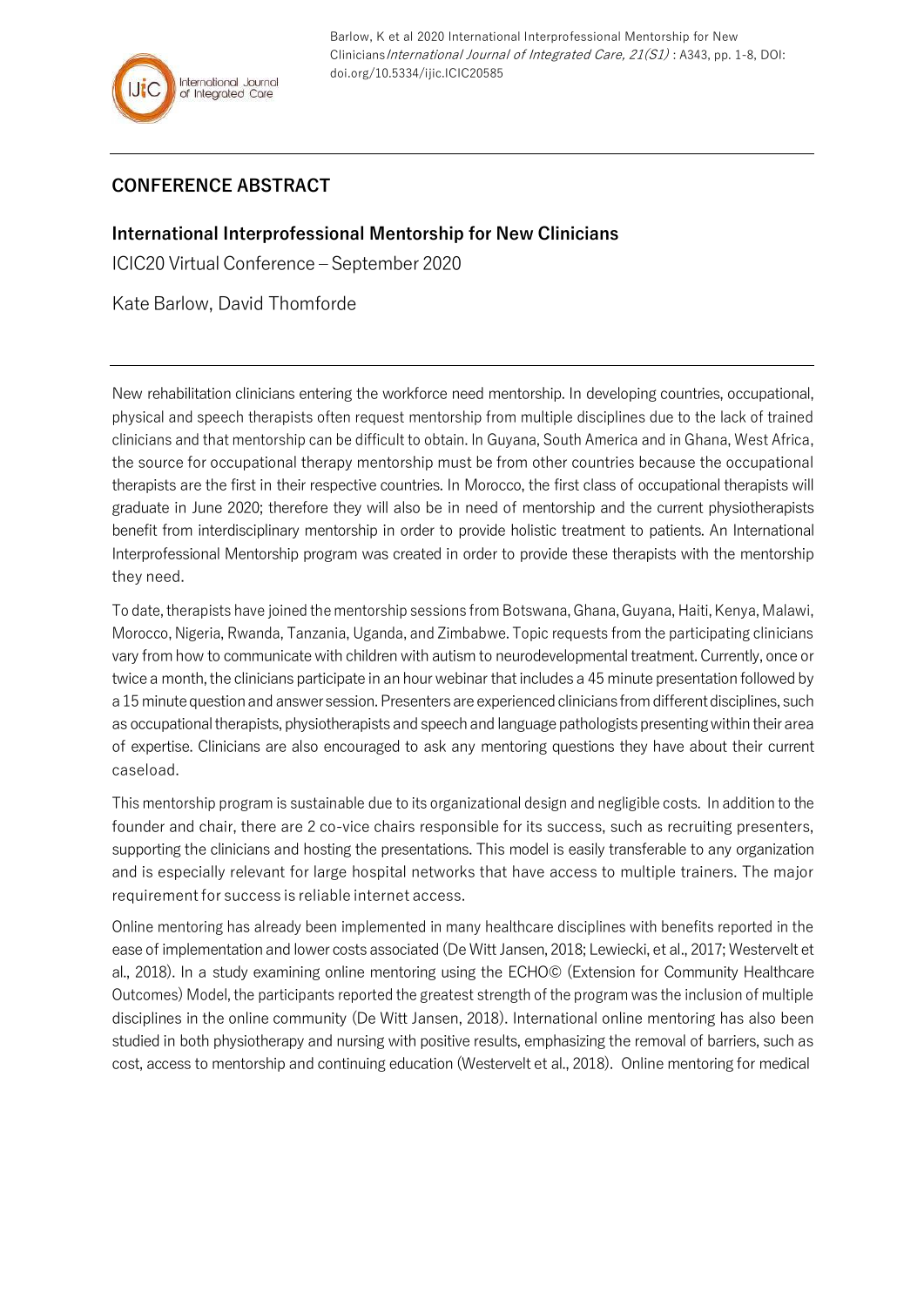Barlow, K et al 2020 International Interprofessional Mentorship for New Clinicians *International Journal of Integrated Care, 21(S1)* : A343, pp. 1-8, DOI: doi.org/10.5334/ijic.ICIC20585

## CONFERENCE ABSTRACT

### International Interprofessional Mentorship for New Clinicians

ICIC20 Virtual Conference – September 2020

Kate Barlow, David Thomforde

New rehabilitation clinicians entering the workforce need mentorship. In developing countries, occupational, physical and speech therapists often request mentorship from multiple disciplines due to the lack of trained clinicians and that mentorship can be difficult to obtain. In Guyana, South America and in Ghana, West Africa, the source for occupational therapy mentorship must be from other countries because the occupational therapists are the first in their respective countries. In Morocco, the first class of occupational therapists will graduate in June 2020; therefore they will also be in need of mentorship and the current physiotherapists benefit from interdisciplinary mentorship in order to provide holistic treatment to patients. An International Interprofessional Mentorship program was created in order to provide these therapists with the mentorship they need.

To date, therapists have joined the mentorship sessions from Botswana, Ghana, Guyana, Haiti, Kenya, Malawi, Morocco, Nigeria, Rwanda, Tanzania, Uganda, and Zimbabwe. Topic requests from the participating clinicians vary from how to communicate with children with autism to neurodevelopmental treatment. Currently, once or twice a month, the clinicians participate in an hour webinar that includes a 45 minute presentation followed by a 15 minute question and answer session. Presenters are experienced clinicians from different disciplines, such as occupational therapists, physiotherapists and speech and language pathologists presenting within their area of expertise. Clinicians are also encouraged to ask any mentoring questions they have about their current caseload.

This mentorship program is sustainable due to its organizational design and negligible costs. In addition to the founder and chair, there are 2 co-vice chairs responsible for its success, such as recruiting presenters, supporting the clinicians and hosting the presentations. This model is easily transferable to any organization and is especially relevant for large hospital networks that have access to multiple trainers. The major requirement for success is reliable internet access.

Online mentoring has already been implemented in many healthcare disciplines with benefits reported in the ease of implementation and lower costs associated (De Witt Jansen, 2018; Lewiecki, et al., 2017; Westervelt et al., 2018). In a study examining online mentoring using the ECHO© (Extension for Community Healthcare Outcomes) Model, the participants reported the greatest strength of the program was the inclusion of multiple disciplines in the online community (De Witt Jansen, 2018). International online mentoring has also been studied in both physiotherapy and nursing with positive results, emphasizing the removal of barriers, such as cost, access to mentorship and continuing education (Westervelt et al., 2018). Online mentoring for medical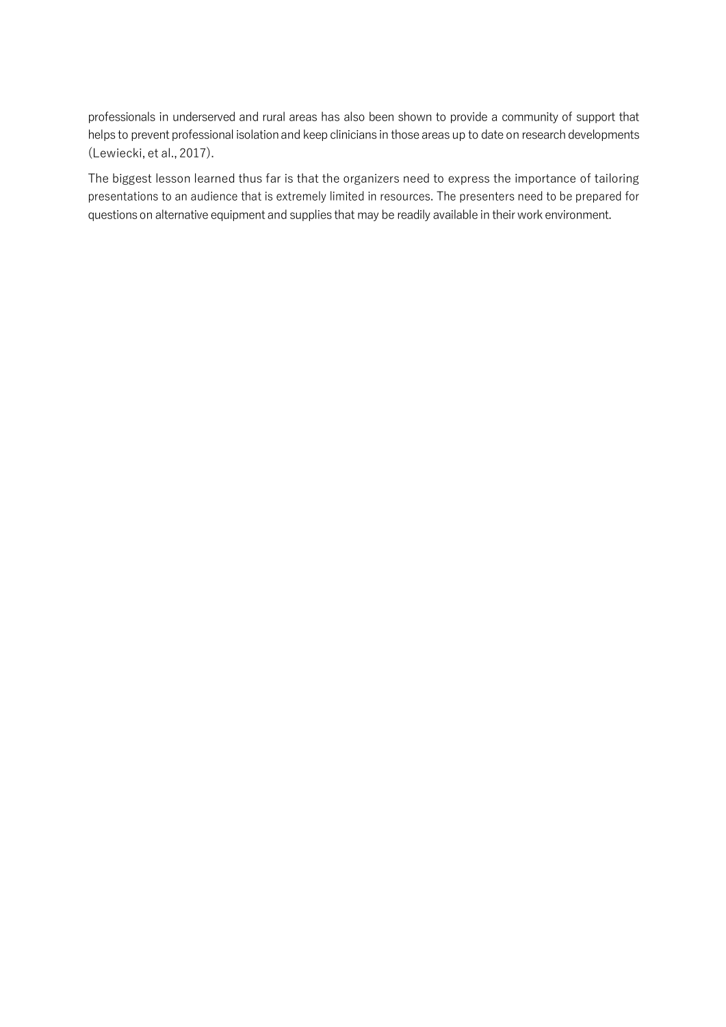professionals in underserved and rural areas has also been shown to provide a community of support that helps to prevent professional isolation and keep clinicians in those areas up to date on research developments (Lewiecki, et al., 2017).

The biggest lesson learned thus far is that the organizers need to express the importance of tailoring presentations to an audience that is extremely limited in resources. The presenters need to be prepared for questions on alternative equipment and supplies that may be readily available in their work environment.